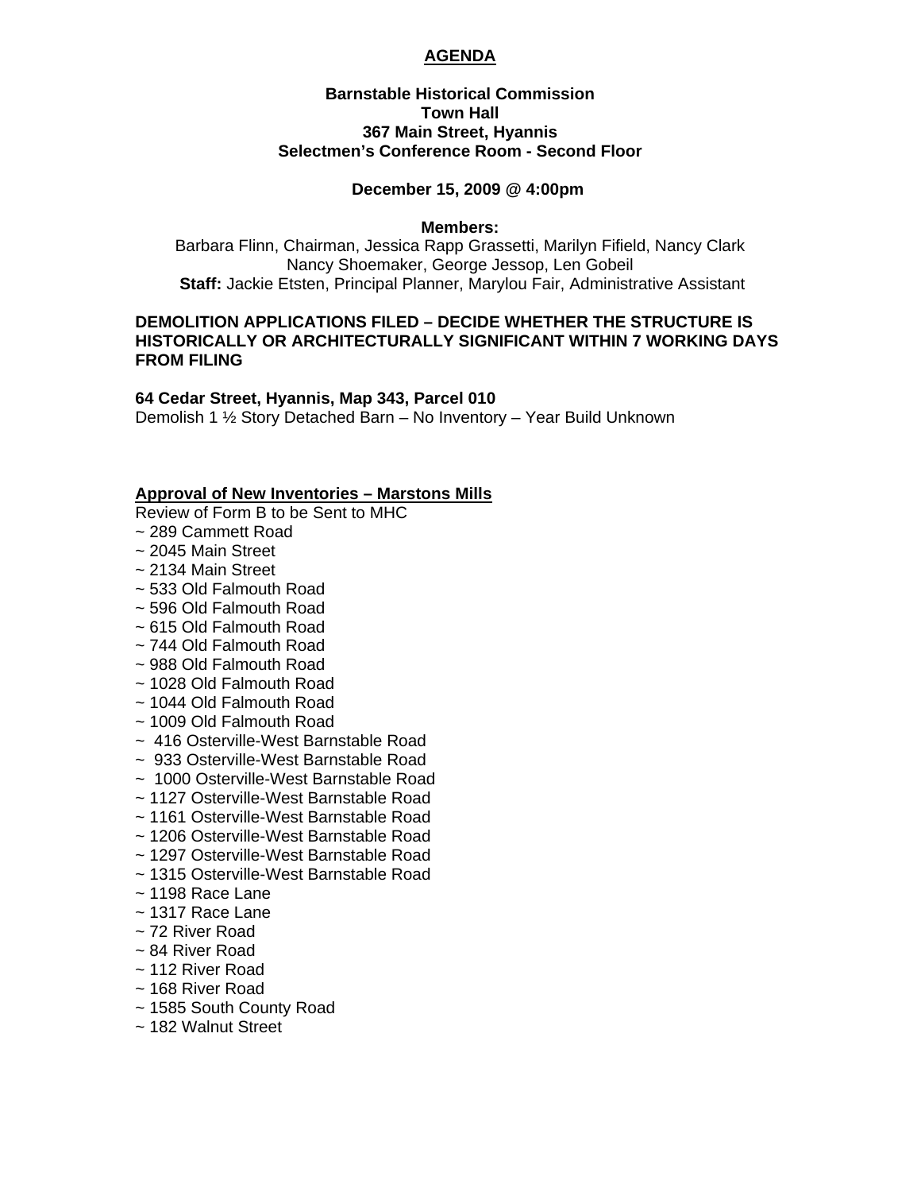# AGENDA

**Barnstable Historical Commission**
**Town Hall**
**367 Main Street, Hyannis**
**Selectmen's Conference Room - Second Floor**

**December 15, 2009 @ 4:00pm**

**Members:**
Barbara Flinn, Chairman, Jessica Rapp Grassetti, Marilyn Fifield, Nancy Clark
Nancy Shoemaker, George Jessop, Len Gobeil
**Staff:** Jackie Etsten, Principal Planner, Marylou Fair, Administrative Assistant

**DEMOLITION APPLICATIONS FILED – DECIDE WHETHER THE STRUCTURE IS HISTORICALLY OR ARCHITECTURALLY SIGNIFICANT WITHIN 7 WORKING DAYS FROM FILING**

**64 Cedar Street, Hyannis, Map 343, Parcel 010**
Demolish 1 ½ Story Detached Barn – No Inventory – Year Build Unknown

**Approval of New Inventories – Marstons Mills**

Review of Form B to be Sent to MHC

~ 289 Cammett Road
~ 2045 Main Street
~ 2134 Main Street
~ 533 Old Falmouth Road
~ 596 Old Falmouth Road
~ 615 Old Falmouth Road
~ 744 Old Falmouth Road
~ 988 Old Falmouth Road
~ 1028 Old Falmouth Road
~ 1044 Old Falmouth Road
~ 1009 Old Falmouth Road
~ 416 Osterville-West Barnstable Road
~ 933 Osterville-West Barnstable Road
~ 1000 Osterville-West Barnstable Road
~ 1127 Osterville-West Barnstable Road
~ 1161 Osterville-West Barnstable Road
~ 1206 Osterville-West Barnstable Road
~ 1297 Osterville-West Barnstable Road
~ 1315 Osterville-West Barnstable Road
~ 1198 Race Lane
~ 1317 Race Lane
~ 72 River Road
~ 84 River Road
~ 112 River Road
~ 168 River Road
~ 1585 South County Road
~ 182 Walnut Street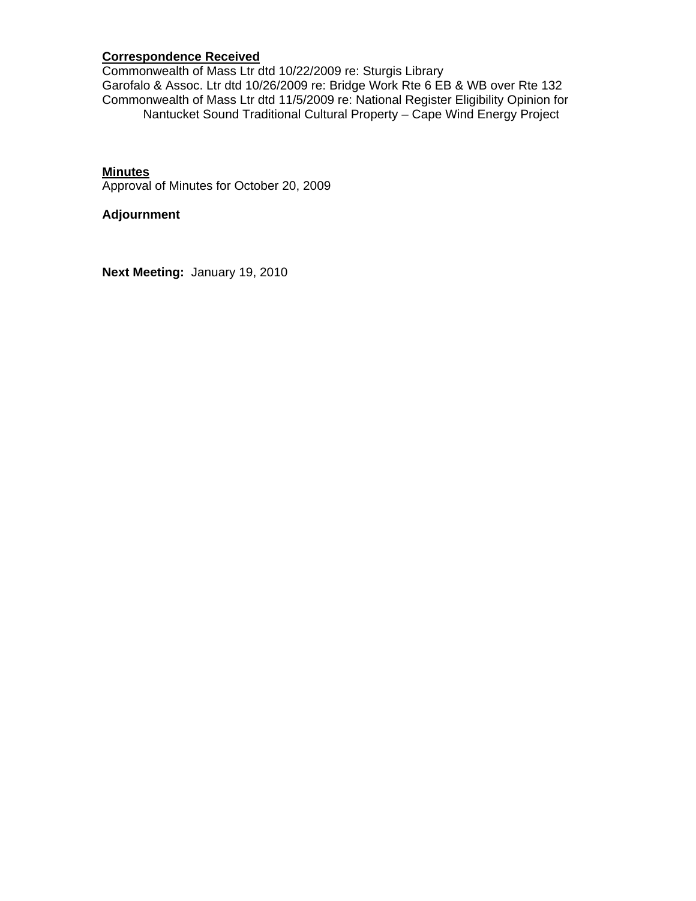**Correspondence Received**

Commonwealth of Mass Ltr dtd 10/22/2009 re: Sturgis Library
Garofalo & Assoc. Ltr dtd 10/26/2009 re: Bridge Work Rte 6 EB & WB over Rte 132
Commonwealth of Mass Ltr dtd 11/5/2009 re: National Register Eligibility Opinion for Nantucket Sound Traditional Cultural Property – Cape Wind Energy Project

**Minutes**

Approval of Minutes for October 20, 2009

**Adjournment**

**Next Meeting:** January 19, 2010